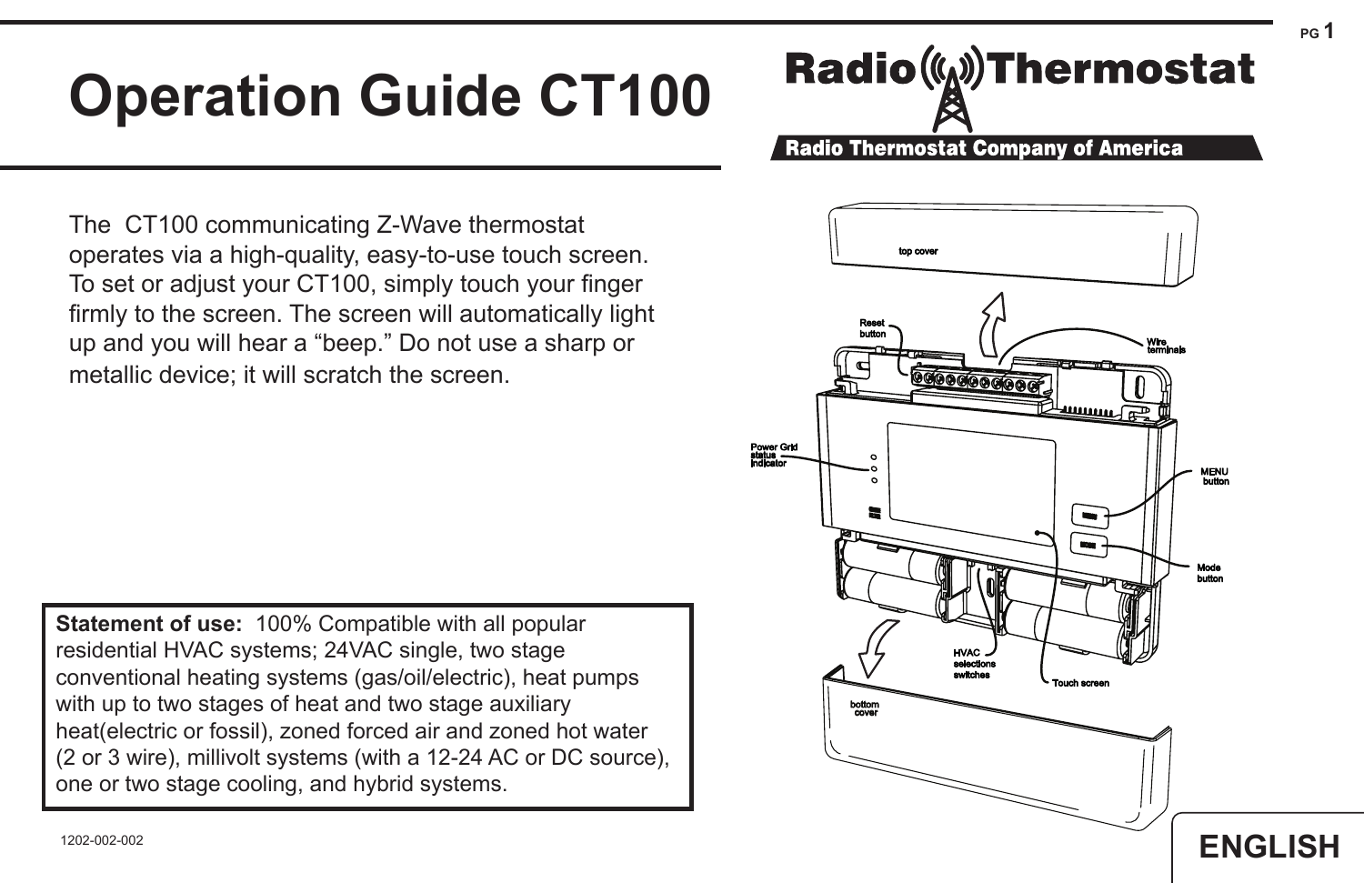# Operation Guide CT100

**Radio Thermostat**

**Radio Thermostat Company of America**

The CT100 communicating Z-Wave thermostat operates via a high-quality, easy-to-use touch screen. To set or adjust your CT100, simply touch your finger firmly to the screen. The screen will automatically light up and you will hear a "beep." Do not use a sharp or metallic device; it will scratch the screen.

top cover

Reset button

Wire terminals

Power Grid status indicator

MENU button

Mode button

HVAC selections switches

Touch screen

bottom cover

**Statement of use:** 100% Compatible with all popular residential HVAC systems; 24VAC single, two stage conventional heating systems (gas/oil/electric), heat pumps with up to two stages of heat and two stage auxiliary heat(electric or fossil), zoned forced air and zoned hot water (2 or 3 wire), millivolt systems (with a 12-24 AC or DC source), one or two stage cooling, and hybrid systems.

1202-002-002

ENGLISH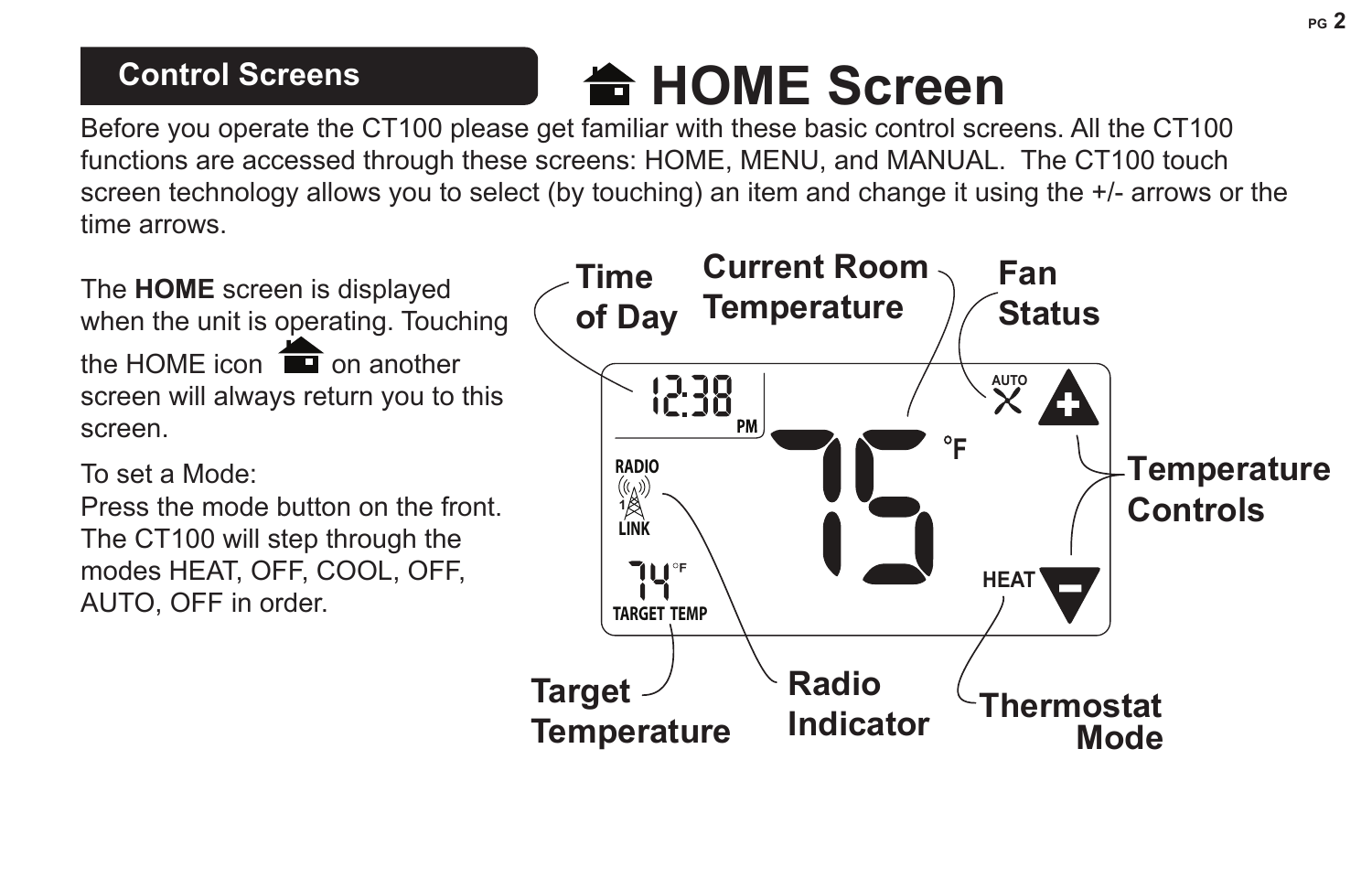## Control Screens

# HOME Screen

Before you operate the CT100 please get familiar with these basic control screens. All the CT100 functions are accessed through these screens: HOME, MENU, and MANUAL. The CT100 touch screen technology allows you to select (by touching) an item and change it using the +/- arrows or the time arrows.

The **HOME** screen is displayed when the unit is operating. Touching the HOME icon on another screen will always return you to this screen.

To set a Mode:
Press the mode button on the front. The CT100 will step through the modes HEAT, OFF, COOL, OFF, AUTO, OFF in order.

Time of Day

Current Room Temperature

Fan Status

Temperature Controls

Target Temperature

Radio Indicator

Thermostat Mode

12:38 PM

75 °F

AUTO

RADIO 1 LINK

74 °F TARGET TEMP

HEAT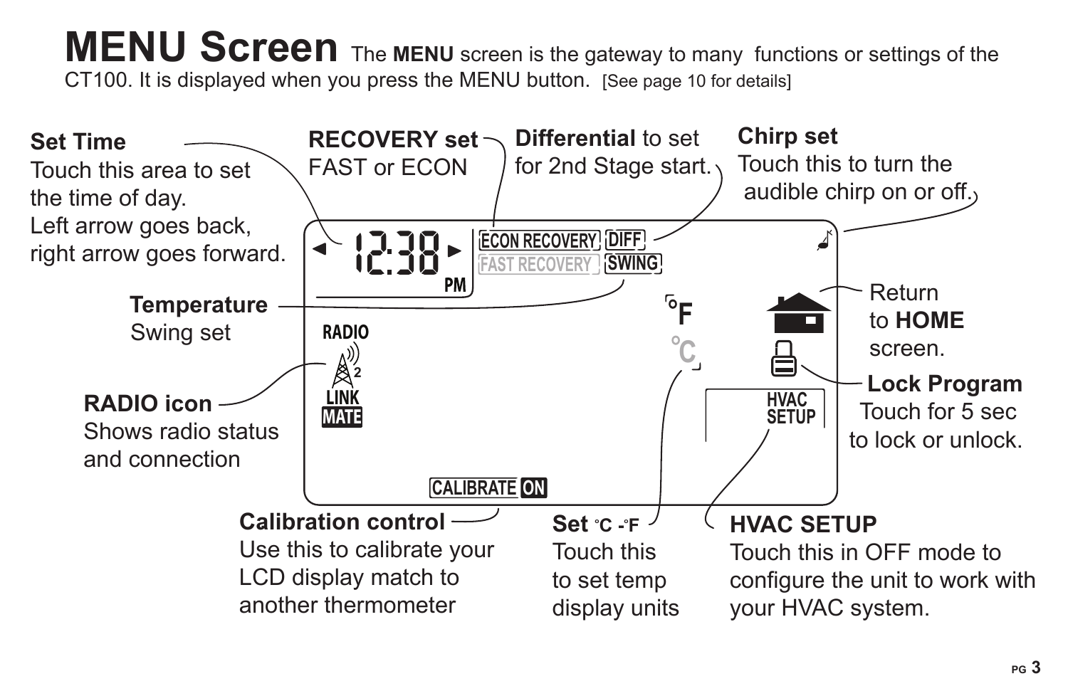# MENU Screen

The **MENU** screen is the gateway to many functions or settings of the CT100. It is displayed when you press the MENU button. [See page 10 for details]

**Set Time**
Touch this area to set the time of day.
Left arrow goes back, right arrow goes forward.

**RECOVERY set**
FAST or ECON

**Differential** to set for 2nd Stage start.

**Chirp set**
Touch this to turn the audible chirp on or off.

**Temperature**
Swing set

**Return** to **HOME** screen.

**RADIO icon**
Shows radio status and connection

**Lock Program**
Touch for 5 sec to lock or unlock.

**Calibration control**
Use this to calibrate your LCD display match to another thermometer

**Set °C -°F**
Touch this to set temp display units

**HVAC SETUP**
Touch this in OFF mode to configure the unit to work with your HVAC system.

12:38 PM | ECON RECOVERY | FAST RECOVERY | DIFF | SWING | °F | °C | RADIO | LINK MATE | HVAC SETUP | CALIBRATE ON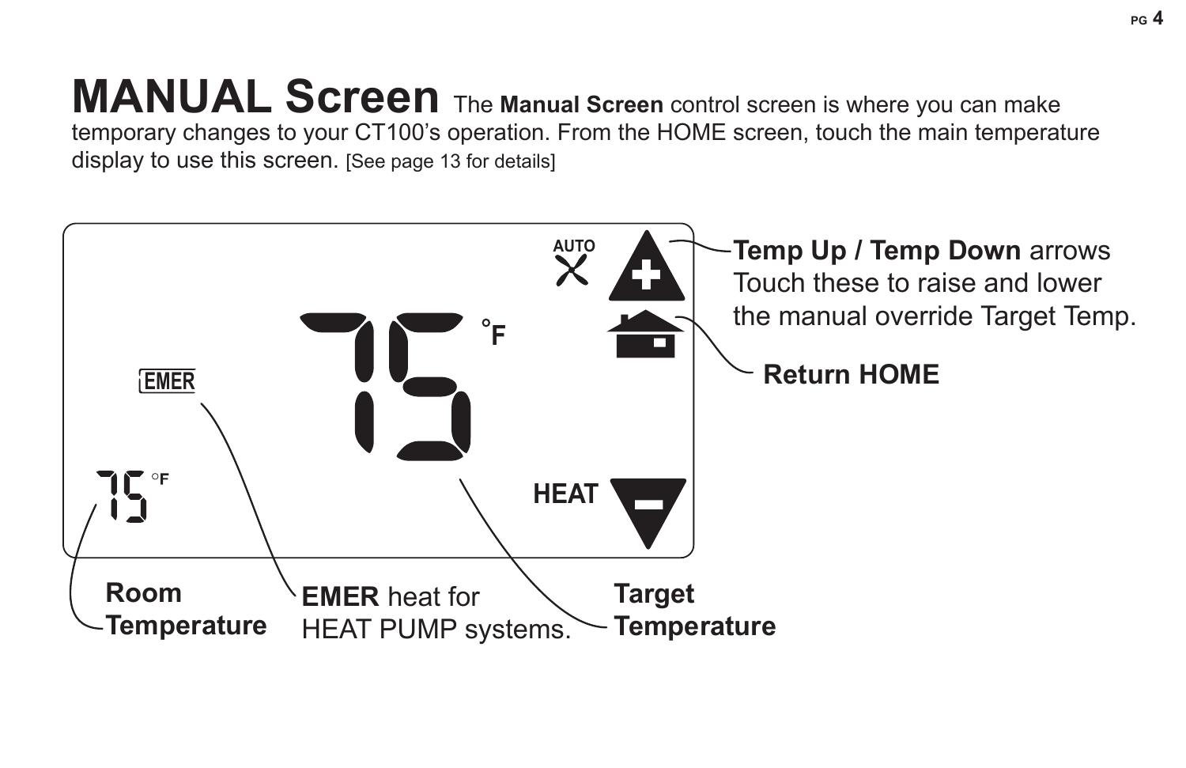# MANUAL Screen

The **Manual Screen** control screen is where you can make temporary changes to your CT100's operation. From the HOME screen, touch the main temperature display to use this screen. [See page 13 for details]

AUTO

75 °F

EMER

75 °F

HEAT

**Temp Up / Temp Down** arrows Touch these to raise and lower the manual override Target Temp.

**Return HOME**

**Room Temperature**

**EMER** heat for HEAT PUMP systems.

**Target Temperature**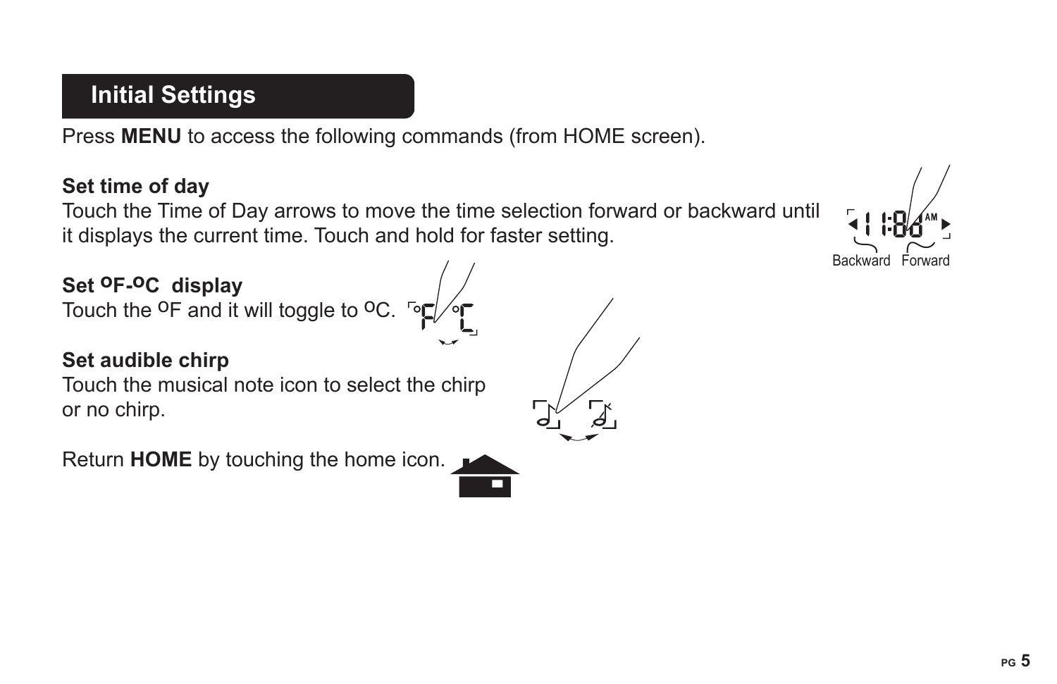## Initial Settings

Press **MENU** to access the following commands (from HOME screen).

**Set time of day**
Touch the Time of Day arrows to move the time selection forward or backward until it displays the current time. Touch and hold for faster setting.

Backward Forward

**Set $^{o}$F-$^{o}$C display**
Touch the $^{o}$F and it will toggle to $^{o}$C.

**Set audible chirp**
Touch the musical note icon to select the chirp or no chirp.

Return **HOME** by touching the home icon.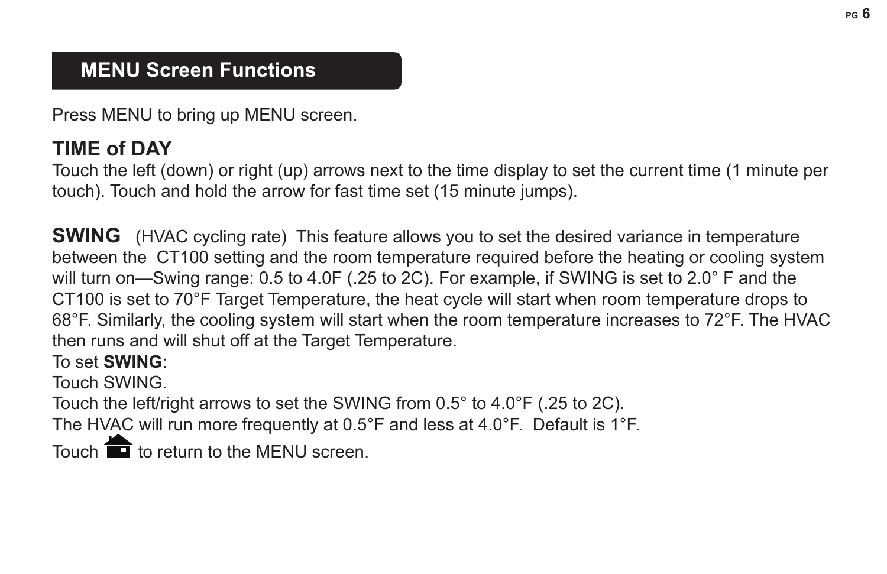## MENU Screen Functions

Press MENU to bring up MENU screen.

### TIME of DAY

Touch the left (down) or right (up) arrows next to the time display to set the current time (1 minute per touch). Touch and hold the arrow for fast time set (15 minute jumps).

**SWING** (HVAC cycling rate) This feature allows you to set the desired variance in temperature between the CT100 setting and the room temperature required before the heating or cooling system will turn on—Swing range: 0.5 to 4.0F (.25 to 2C). For example, if SWING is set to 2.0° F and the CT100 is set to 70°F Target Temperature, the heat cycle will start when room temperature drops to 68°F. Similarly, the cooling system will start when the room temperature increases to 72°F. The HVAC then runs and will shut off at the Target Temperature.

To set **SWING**:

Touch SWING.

Touch the left/right arrows to set the SWING from 0.5° to 4.0°F (.25 to 2C).

The HVAC will run more frequently at 0.5°F and less at 4.0°F. Default is 1°F.

Touch 🏠 to return to the MENU screen.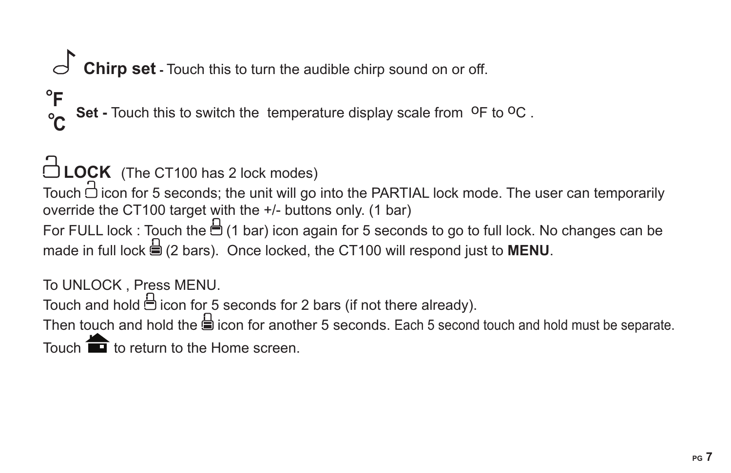**Chirp set** - Touch this to turn the audible chirp sound on or off.

**°F °C Set -** Touch this to switch the temperature display scale from °F to °C .

**LOCK** (The CT100 has 2 lock modes)

Touch icon for 5 seconds; the unit will go into the PARTIAL lock mode. The user can temporarily override the CT100 target with the +/- buttons only. (1 bar)

For FULL lock : Touch the (1 bar) icon again for 5 seconds to go to full lock. No changes can be made in full lock (2 bars). Once locked, the CT100 will respond just to **MENU**.

To UNLOCK , Press MENU.

Touch and hold icon for 5 seconds for 2 bars (if not there already).

Then touch and hold the icon for another 5 seconds. Each 5 second touch and hold must be separate.

Touch to return to the Home screen.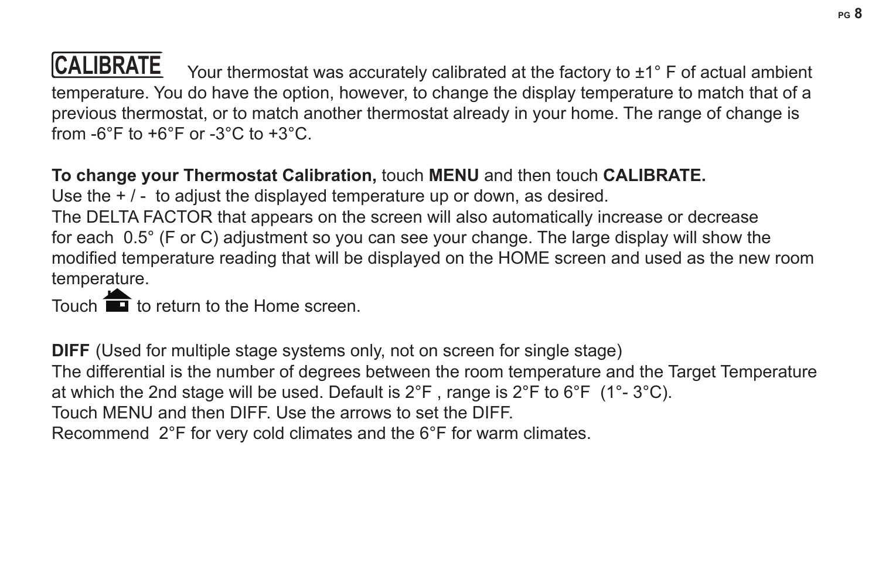**CALIBRATE** Your thermostat was accurately calibrated at the factory to ±1° F of actual ambient temperature. You do have the option, however, to change the display temperature to match that of a previous thermostat, or to match another thermostat already in your home. The range of change is from -6°F to +6°F or -3°C to +3°C.

**To change your Thermostat Calibration,** touch **MENU** and then touch **CALIBRATE.**
Use the + / - to adjust the displayed temperature up or down, as desired.
The DELTA FACTOR that appears on the screen will also automatically increase or decrease for each 0.5° (F or C) adjustment so you can see your change. The large display will show the modified temperature reading that will be displayed on the HOME screen and used as the new room temperature.
Touch 🏠 to return to the Home screen.

**DIFF** (Used for multiple stage systems only, not on screen for single stage)
The differential is the number of degrees between the room temperature and the Target Temperature at which the 2nd stage will be used. Default is 2°F , range is 2°F to 6°F (1°- 3°C).
Touch MENU and then DIFF. Use the arrows to set the DIFF.
Recommend 2°F for very cold climates and the 6°F for warm climates.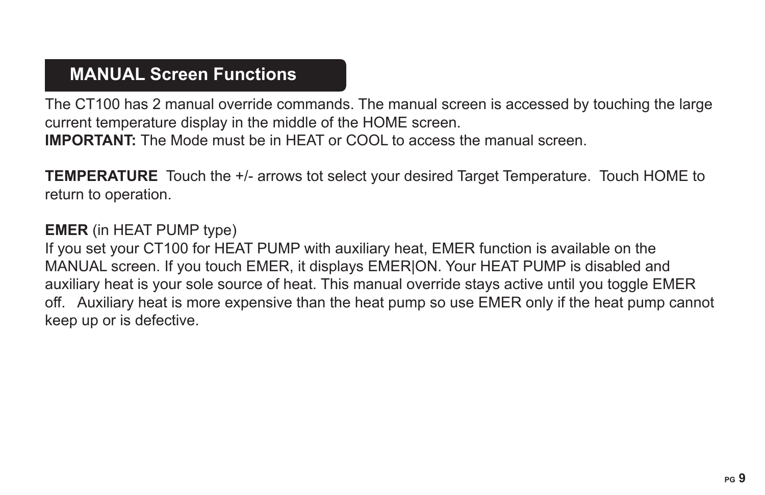## MANUAL Screen Functions

The CT100 has 2 manual override commands. The manual screen is accessed by touching the large current temperature display in the middle of the HOME screen.
**IMPORTANT:** The Mode must be in HEAT or COOL to access the manual screen.

**TEMPERATURE** Touch the +/- arrows tot select your desired Target Temperature. Touch HOME to return to operation.

**EMER** (in HEAT PUMP type)
If you set your CT100 for HEAT PUMP with auxiliary heat, EMER function is available on the MANUAL screen. If you touch EMER, it displays EMER|ON. Your HEAT PUMP is disabled and auxiliary heat is your sole source of heat. This manual override stays active until you toggle EMER off. Auxiliary heat is more expensive than the heat pump so use EMER only if the heat pump cannot keep up or is defective.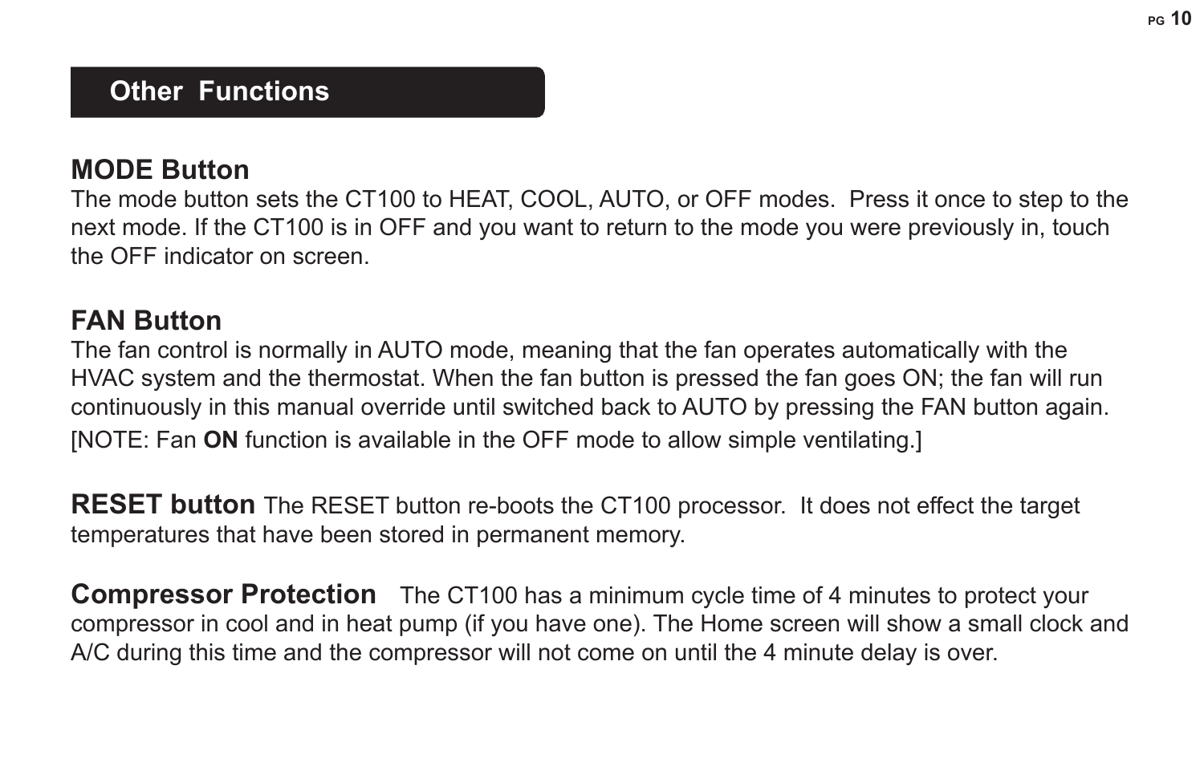## Other Functions

### MODE Button

The mode button sets the CT100 to HEAT, COOL, AUTO, or OFF modes. Press it once to step to the next mode. If the CT100 is in OFF and you want to return to the mode you were previously in, touch the OFF indicator on screen.

### FAN Button

The fan control is normally in AUTO mode, meaning that the fan operates automatically with the HVAC system and the thermostat. When the fan button is pressed the fan goes ON; the fan will run continuously in this manual override until switched back to AUTO by pressing the FAN button again.

[NOTE: Fan **ON** function is available in the OFF mode to allow simple ventilating.]

**RESET button** The RESET button re-boots the CT100 processor. It does not effect the target temperatures that have been stored in permanent memory.

**Compressor Protection** The CT100 has a minimum cycle time of 4 minutes to protect your compressor in cool and in heat pump (if you have one). The Home screen will show a small clock and A/C during this time and the compressor will not come on until the 4 minute delay is over.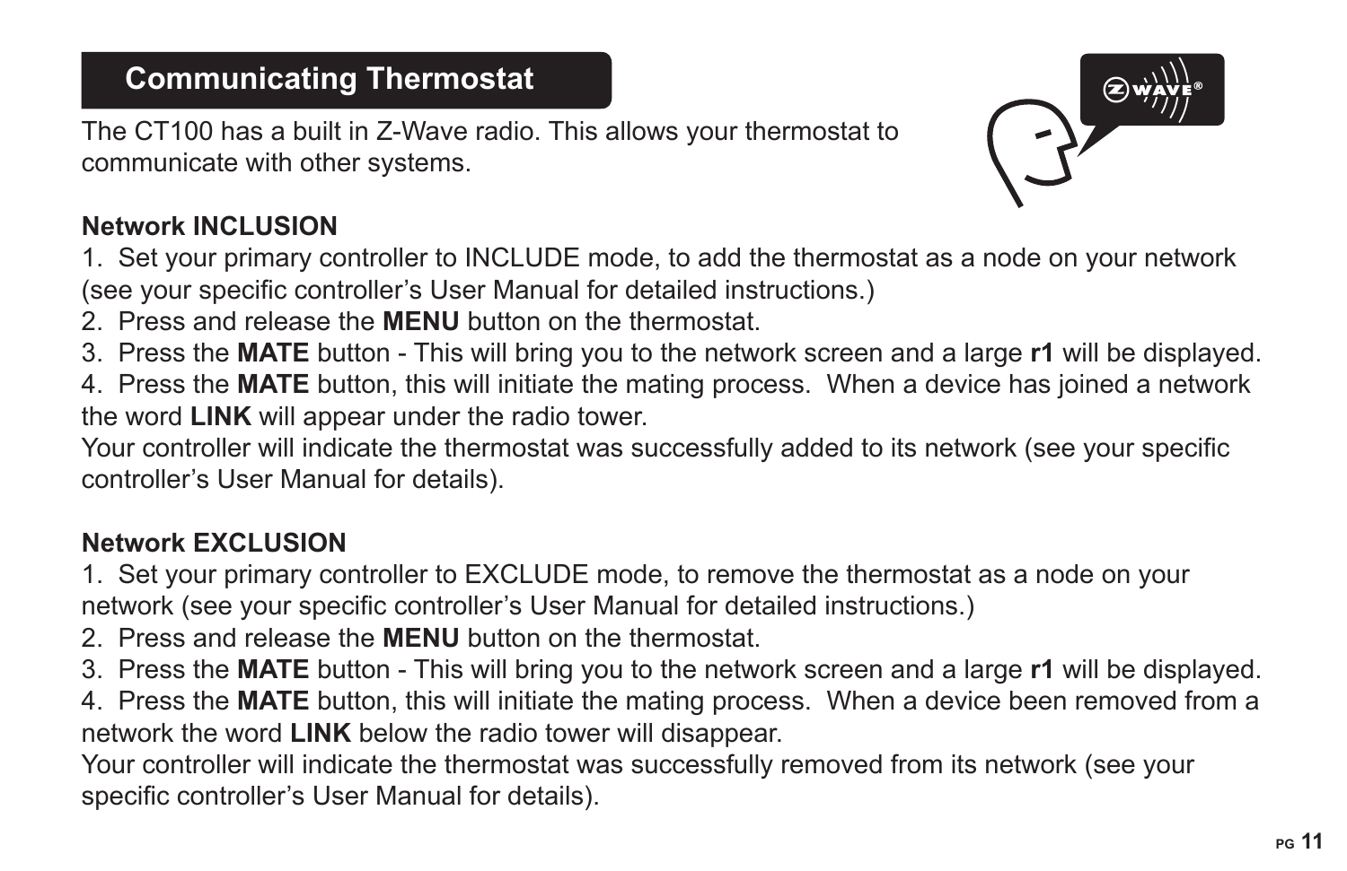## Communicating Thermostat

The CT100 has a built in Z-Wave radio. This allows your thermostat to communicate with other systems.

**Network INCLUSION**

1. Set your primary controller to INCLUDE mode, to add the thermostat as a node on your network (see your specific controller's User Manual for detailed instructions.)
2. Press and release the **MENU** button on the thermostat.
3. Press the **MATE** button - This will bring you to the network screen and a large **r1** will be displayed.
4. Press the **MATE** button, this will initiate the mating process. When a device has joined a network the word **LINK** will appear under the radio tower.

Your controller will indicate the thermostat was successfully added to its network (see your specific controller's User Manual for details).

**Network EXCLUSION**

1. Set your primary controller to EXCLUDE mode, to remove the thermostat as a node on your network (see your specific controller's User Manual for detailed instructions.)
2. Press and release the **MENU** button on the thermostat.
3. Press the **MATE** button - This will bring you to the network screen and a large **r1** will be displayed.
4. Press the **MATE** button, this will initiate the mating process. When a device been removed from a network the word **LINK** below the radio tower will disappear.

Your controller will indicate the thermostat was successfully removed from its network (see your specific controller's User Manual for details).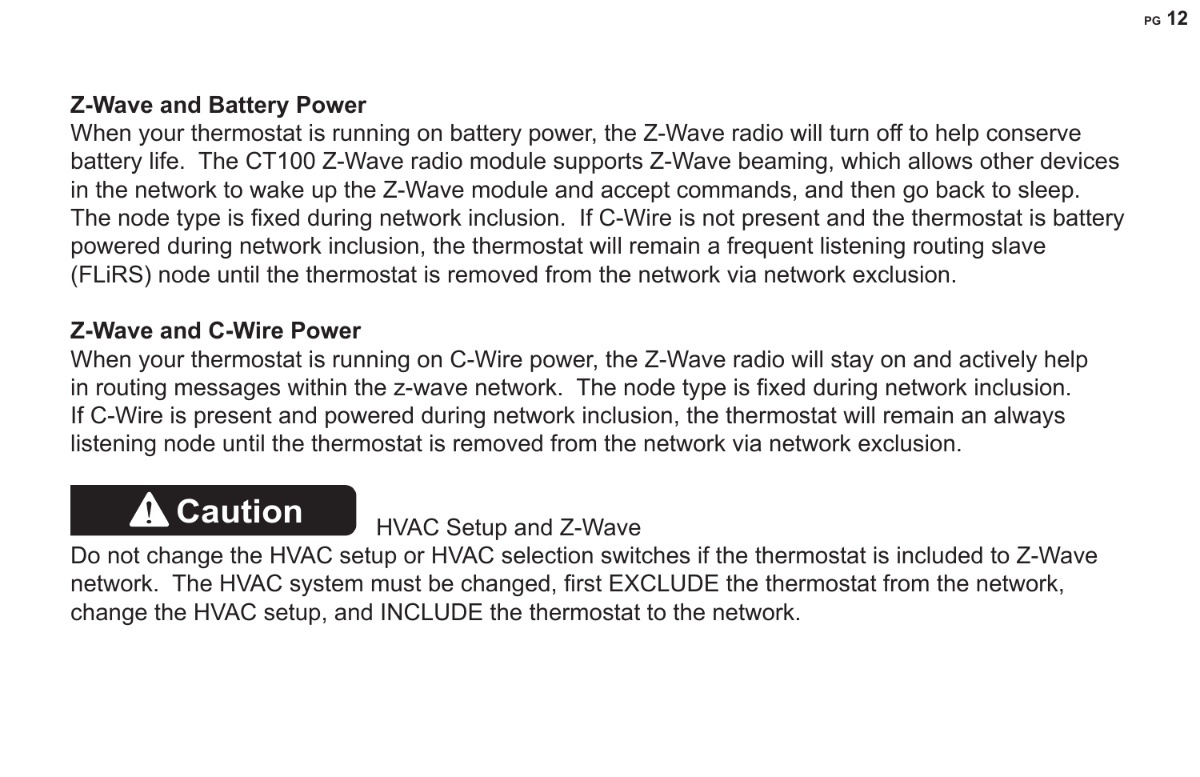**Z-Wave and Battery Power**

When your thermostat is running on battery power, the Z-Wave radio will turn off to help conserve battery life. The CT100 Z-Wave radio module supports Z-Wave beaming, which allows other devices in the network to wake up the Z-Wave module and accept commands, and then go back to sleep. The node type is fixed during network inclusion. If C-Wire is not present and the thermostat is battery powered during network inclusion, the thermostat will remain a frequent listening routing slave (FLiRS) node until the thermostat is removed from the network via network exclusion.

**Z-Wave and C-Wire Power**

When your thermostat is running on C-Wire power, the Z-Wave radio will stay on and actively help in routing messages within the z-wave network. The node type is fixed during network inclusion. If C-Wire is present and powered during network inclusion, the thermostat will remain an always listening node until the thermostat is removed from the network via network exclusion.

**⚠ Caution** HVAC Setup and Z-Wave

Do not change the HVAC setup or HVAC selection switches if the thermostat is included to Z-Wave network. The HVAC system must be changed, first EXCLUDE the thermostat from the network, change the HVAC setup, and INCLUDE the thermostat to the network.